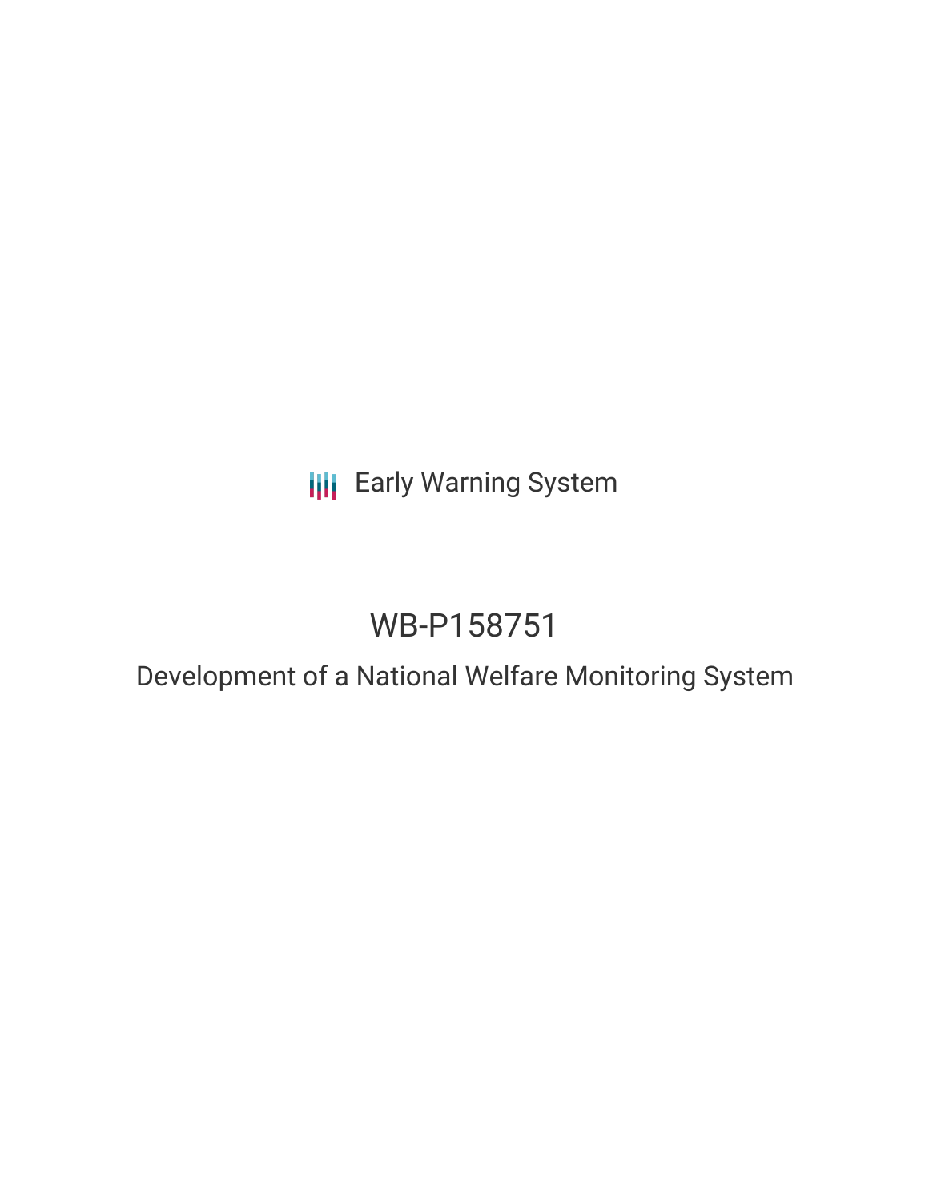Early Warning System

# WB-P158751

## Development of a National Welfare Monitoring System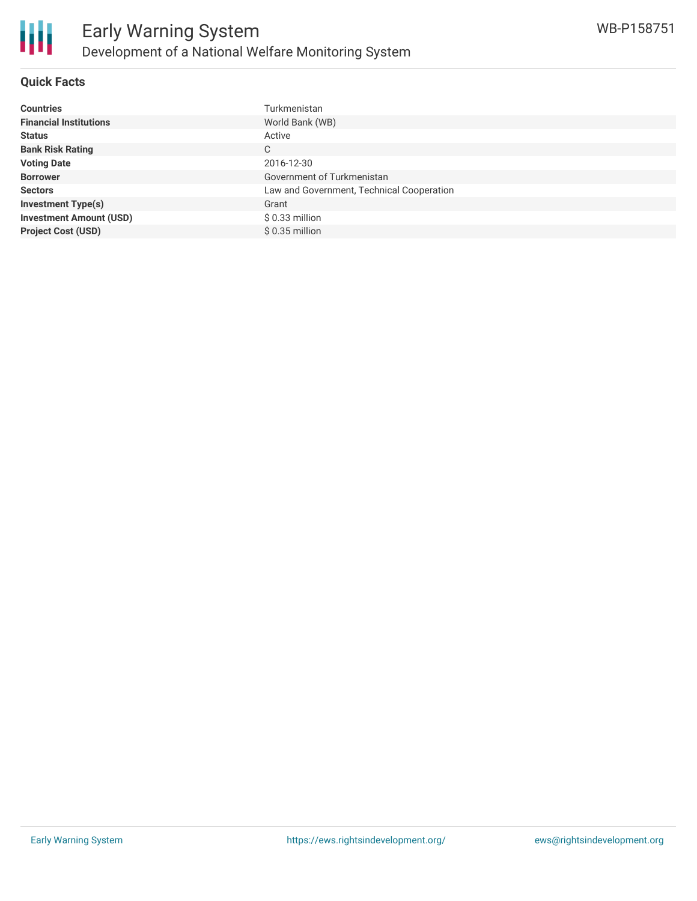# Early Warning System

## Development of a National Welfare Monitoring System

WB-P158751

### Quick Facts

| | |
|---|---|
| **Countries** | Turkmenistan |
| **Financial Institutions** | World Bank (WB) |
| **Status** | Active |
| **Bank Risk Rating** | C |
| **Voting Date** | 2016-12-30 |
| **Borrower** | Government of Turkmenistan |
| **Sectors** | Law and Government, Technical Cooperation |
| **Investment Type(s)** | Grant |
| **Investment Amount (USD)** | $ 0.33 million |
| **Project Cost (USD)** | $ 0.35 million |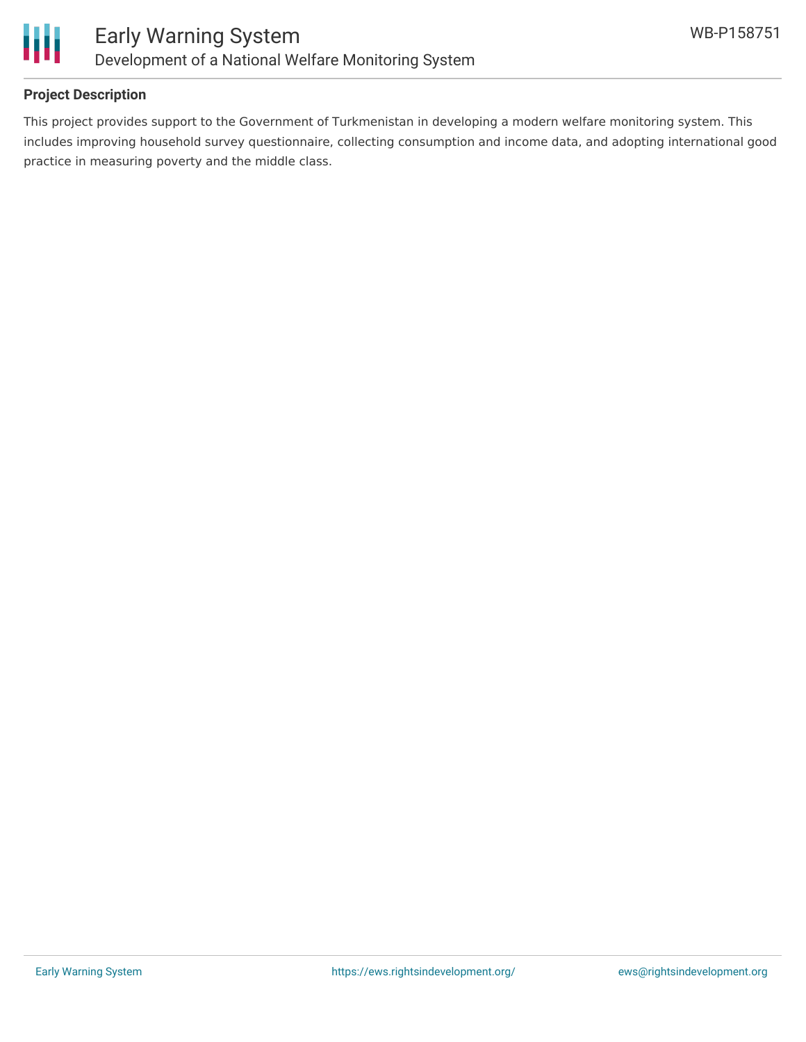## Project Description

This project provides support to the Government of Turkmenistan in developing a modern welfare monitoring system. This includes improving household survey questionnaire, collecting consumption and income data, and adopting international good practice in measuring poverty and the middle class.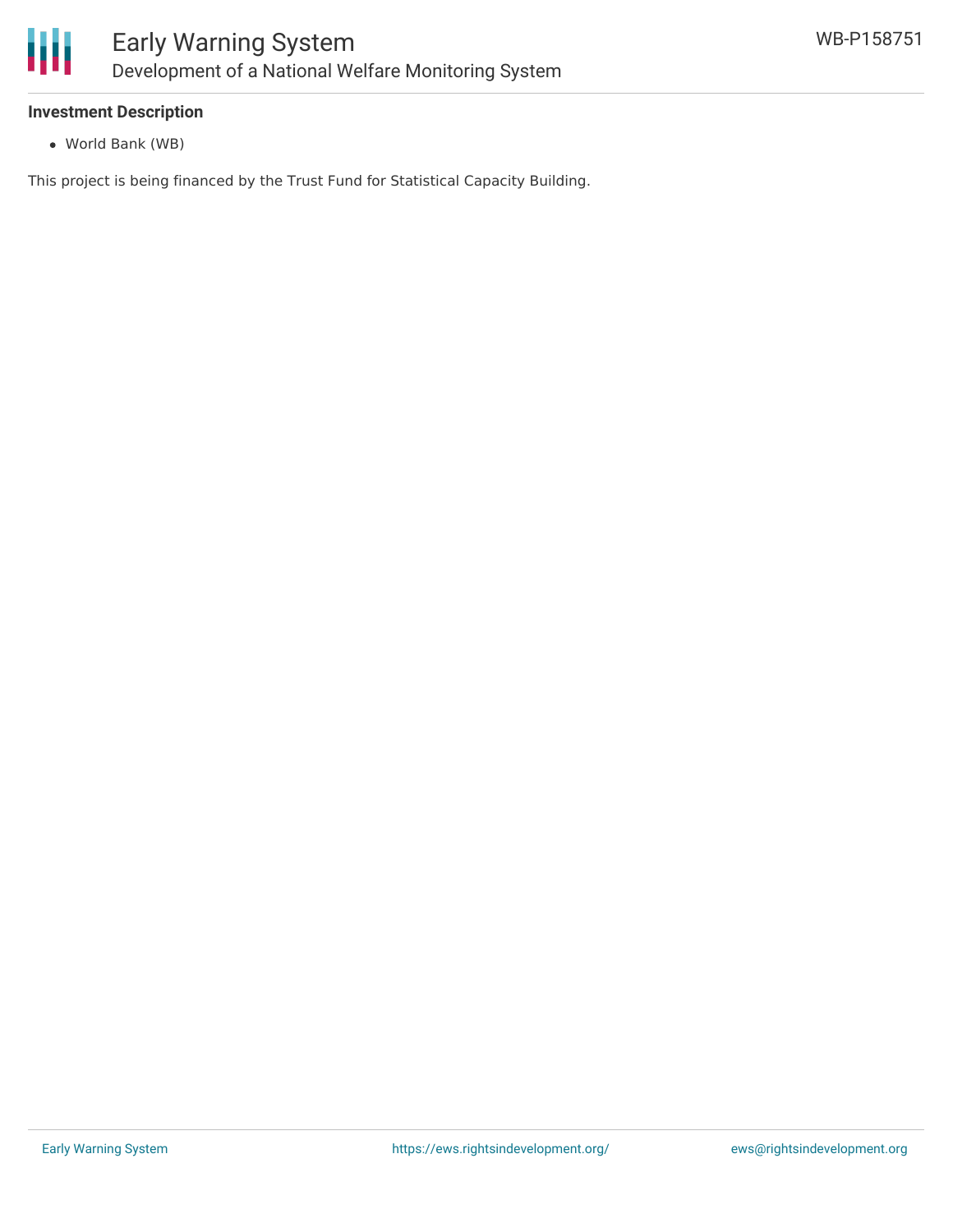**Investment Description**

- World Bank (WB)

This project is being financed by the Trust Fund for Statistical Capacity Building.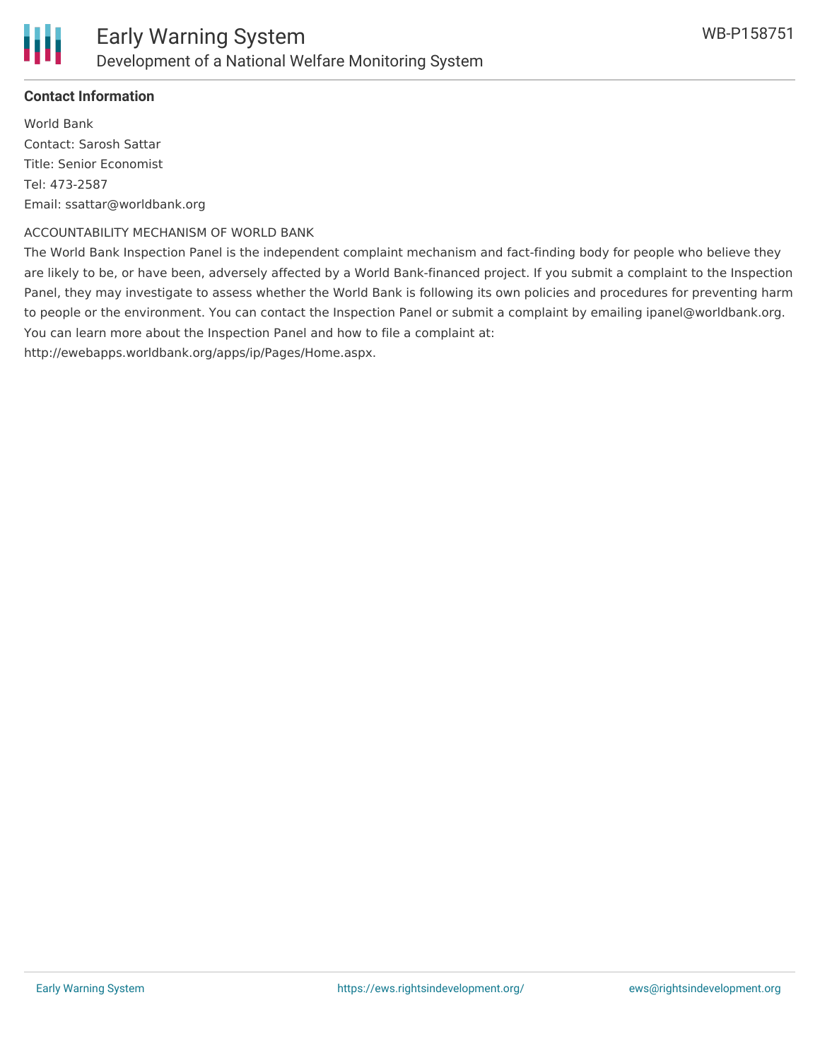## Contact Information

World Bank
Contact: Sarosh Sattar
Title: Senior Economist
Tel: 473-2587
Email: ssattar@worldbank.org

ACCOUNTABILITY MECHANISM OF WORLD BANK

The World Bank Inspection Panel is the independent complaint mechanism and fact-finding body for people who believe they are likely to be, or have been, adversely affected by a World Bank-financed project. If you submit a complaint to the Inspection Panel, they may investigate to assess whether the World Bank is following its own policies and procedures for preventing harm to people or the environment. You can contact the Inspection Panel or submit a complaint by emailing ipanel@worldbank.org. You can learn more about the Inspection Panel and how to file a complaint at: http://ewebapps.worldbank.org/apps/ip/Pages/Home.aspx.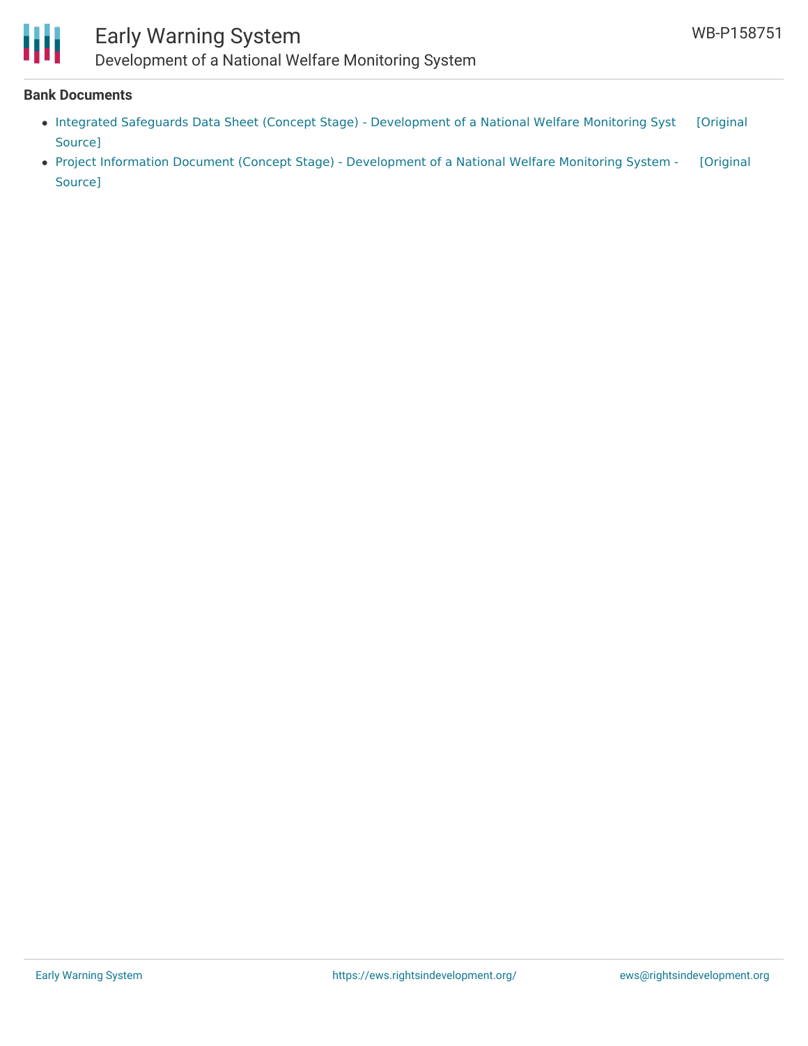**Bank Documents**

- Integrated Safeguards Data Sheet (Concept Stage) - Development of a National Welfare Monitoring Syst [Original Source]
- Project Information Document (Concept Stage) - Development of a National Welfare Monitoring System - [Original Source]